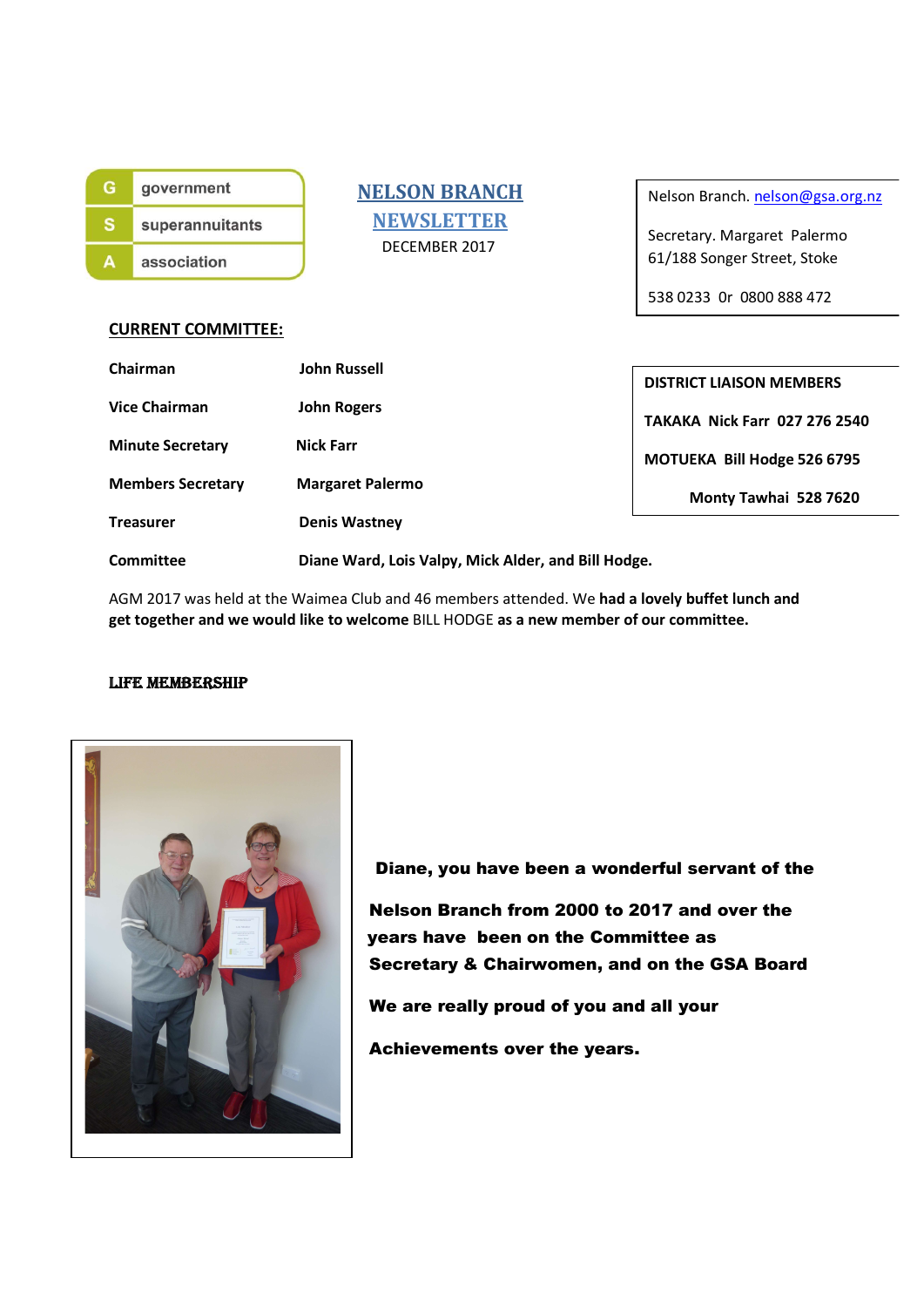government
superannuitants
association

# NELSON BRANCH NEWSLETTER

DECEMBER 2017

Nelson Branch. nelson@gsa.org.nz

Secretary. Margaret Palermo
61/188 Songer Street, Stoke

538 0233 Or 0800 888 472

## CURRENT COMMITTEE:

| | |
|---|---|
| **Chairman** | **John Russell** |
| **Vice Chairman** | **John Rogers** |
| **Minute Secretary** | **Nick Farr** |
| **Members Secretary** | **Margaret Palermo** |
| **Treasurer** | **Denis Wastney** |
| **Committee** | **Diane Ward, Lois Valpy, Mick Alder, and Bill Hodge.** |

**DISTRICT LIAISON MEMBERS**

**TAKAKA Nick Farr 027 276 2540**

**MOTUEKA Bill Hodge 526 6795**

**Monty Tawhai 528 7620**

AGM 2017 was held at the Waimea Club and 46 members attended. We **had a lovely buffet lunch and get together and we would like to welcome** BILL HODGE **as a new member of our committee.**

### LIFE MEMBERSHIP

**Diane, you have been a wonderful servant of the Nelson Branch from 2000 to 2017 and over the years have been on the Committee as Secretary & Chairwomen, and on the GSA Board**

**We are really proud of you and all your Achievements over the years.**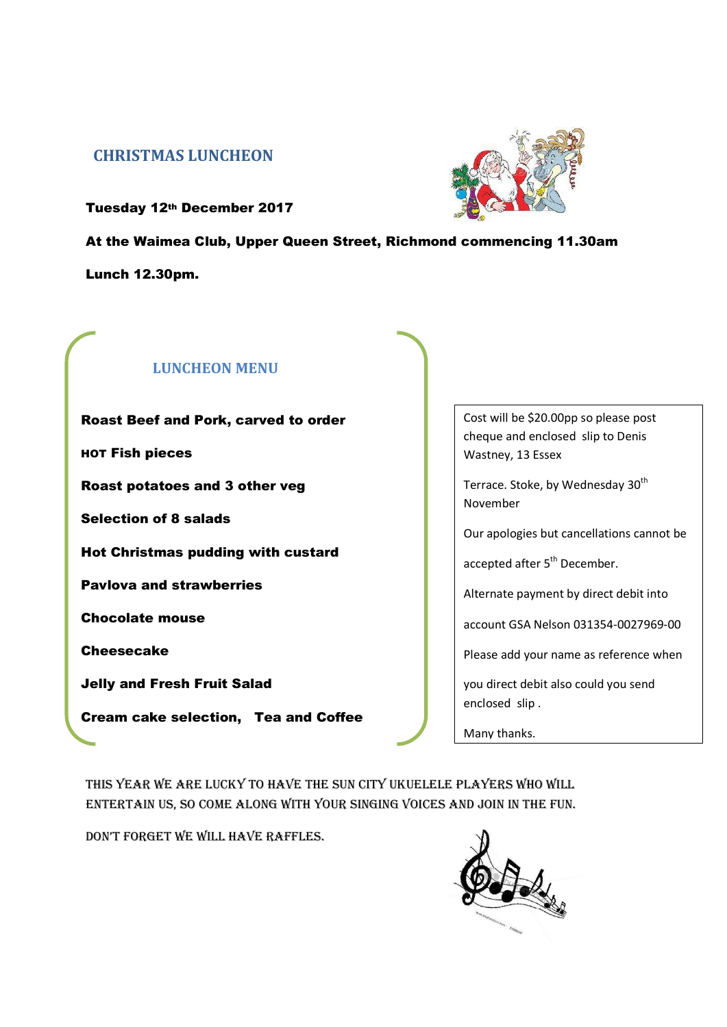## CHRISTMAS LUNCHEON

**Tuesday 12th December 2017**

**At the Waimea Club, Upper Queen Street, Richmond commencing 11.30am**

**Lunch 12.30pm.**

### LUNCHEON MENU

**Roast Beef and Pork, carved to order**

**HOT Fish pieces**

**Roast potatoes and 3 other veg**

**Selection of 8 salads**

**Hot Christmas pudding with custard**

**Pavlova and strawberries**

**Chocolate mouse**

**Cheesecake**

**Jelly and Fresh Fruit Salad**

**Cream cake selection, Tea and Coffee**

Cost will be $20.00pp so please post cheque and enclosed slip to Denis Wastney, 13 Essex

Terrace. Stoke, by Wednesday 30th November

Our apologies but cancellations cannot be

accepted after 5th December.

Alternate payment by direct debit into

account GSA Nelson 031354-0027969-00

Please add your name as reference when

you direct debit also could you send enclosed slip .

Many thanks.

THIS YEAR WE ARE LUCKY TO HAVE THE SUN CITY UKUELELE PLAYERS WHO WILL ENTERTAIN US, SO COME ALONG WITH YOUR SINGING VOICES AND JOIN IN THE FUN.

DON'T FORGET WE WILL HAVE RAFFLES.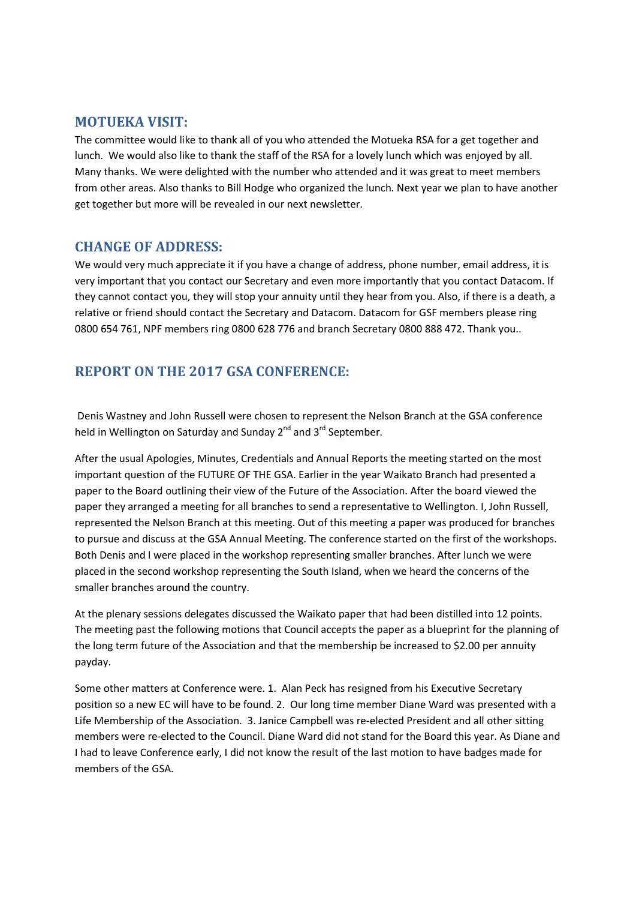## MOTUEKA VISIT:

The committee would like to thank all of you who attended the Motueka RSA for a get together and lunch. We would also like to thank the staff of the RSA for a lovely lunch which was enjoyed by all. Many thanks. We were delighted with the number who attended and it was great to meet members from other areas. Also thanks to Bill Hodge who organized the lunch. Next year we plan to have another get together but more will be revealed in our next newsletter.

## CHANGE OF ADDRESS:

We would very much appreciate it if you have a change of address, phone number, email address, it is very important that you contact our Secretary and even more importantly that you contact Datacom. If they cannot contact you, they will stop your annuity until they hear from you. Also, if there is a death, a relative or friend should contact the Secretary and Datacom. Datacom for GSF members please ring 0800 654 761, NPF members ring 0800 628 776 and branch Secretary 0800 888 472. Thank you..

## REPORT ON THE 2017 GSA CONFERENCE:

Denis Wastney and John Russell were chosen to represent the Nelson Branch at the GSA conference held in Wellington on Saturday and Sunday 2nd and 3rd September.

After the usual Apologies, Minutes, Credentials and Annual Reports the meeting started on the most important question of the FUTURE OF THE GSA. Earlier in the year Waikato Branch had presented a paper to the Board outlining their view of the Future of the Association. After the board viewed the paper they arranged a meeting for all branches to send a representative to Wellington. I, John Russell, represented the Nelson Branch at this meeting. Out of this meeting a paper was produced for branches to pursue and discuss at the GSA Annual Meeting. The conference started on the first of the workshops. Both Denis and I were placed in the workshop representing smaller branches. After lunch we were placed in the second workshop representing the South Island, when we heard the concerns of the smaller branches around the country.

At the plenary sessions delegates discussed the Waikato paper that had been distilled into 12 points. The meeting past the following motions that Council accepts the paper as a blueprint for the planning of the long term future of the Association and that the membership be increased to $2.00 per annuity payday.

Some other matters at Conference were. 1. Alan Peck has resigned from his Executive Secretary position so a new EC will have to be found. 2. Our long time member Diane Ward was presented with a Life Membership of the Association. 3. Janice Campbell was re-elected President and all other sitting members were re-elected to the Council. Diane Ward did not stand for the Board this year. As Diane and I had to leave Conference early, I did not know the result of the last motion to have badges made for members of the GSA.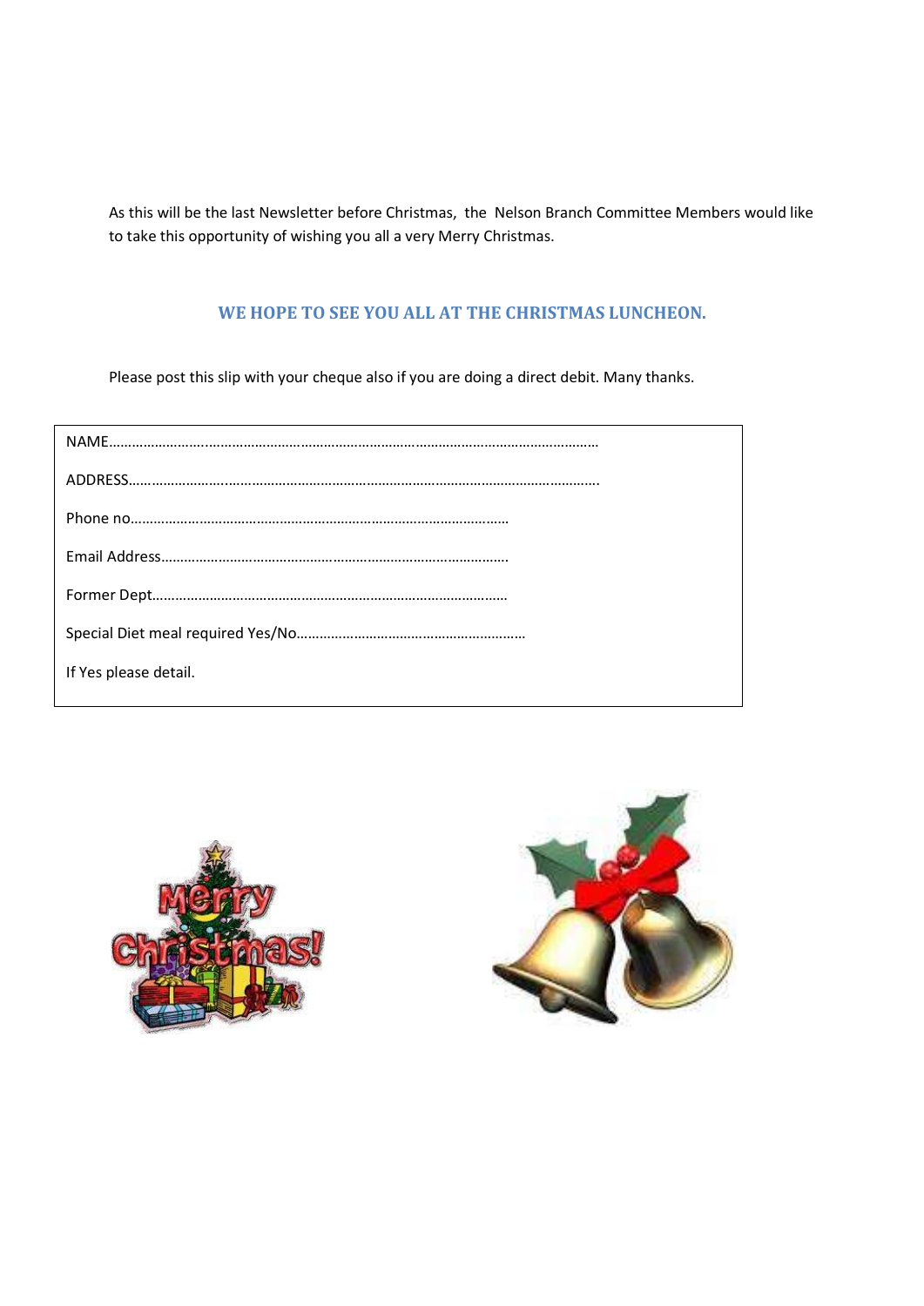As this will be the last Newsletter before Christmas, the Nelson Branch Committee Members would like to take this opportunity of wishing you all a very Merry Christmas.

## WE HOPE TO SEE YOU ALL AT THE CHRISTMAS LUNCHEON.

Please post this slip with your cheque also if you are doing a direct debit. Many thanks.

NAME……………………………………………………………………………………………………………

ADDRESS………………………………………………………………………………………………………..

Phone no………………………………………………………………………………………

Email Address……………………………………………………………………………….

Former Dept…………………………………………………………………………………

Special Diet meal required Yes/No…………………………………………………

If Yes please detail.